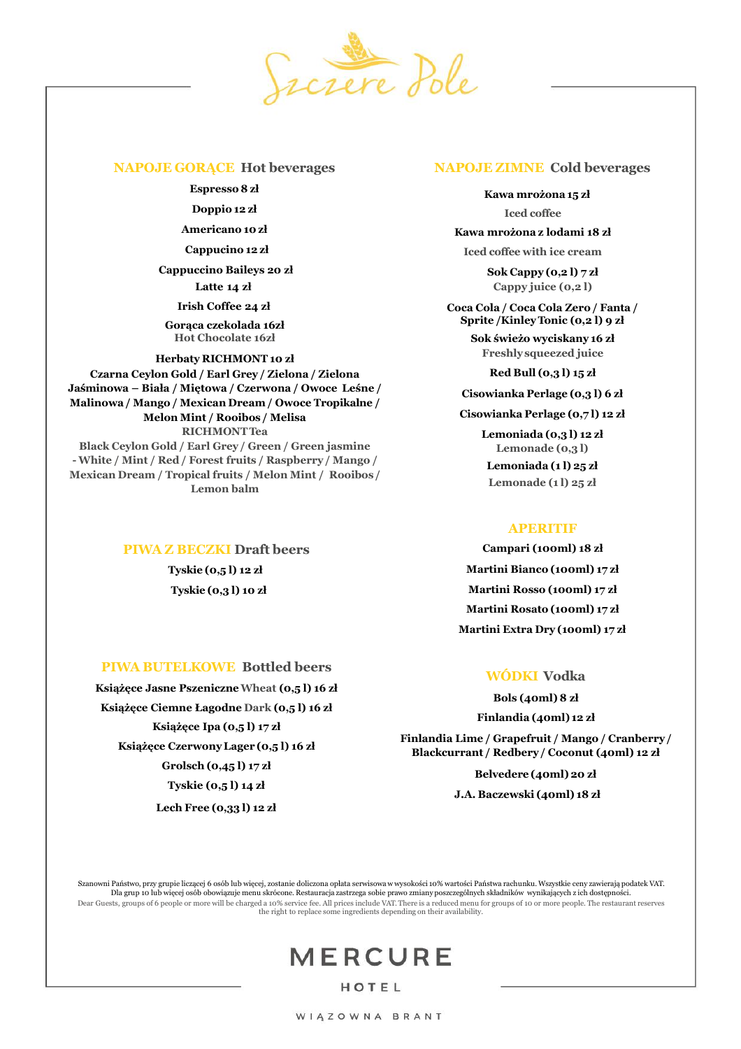# Szczere Pole

## NAPOJE GORĄCE Hot beverages

**Espresso 8 zł**

**Doppio 12 zł**

**Americano 10 zł**

**Cappucino 12 zł**

**Cappuccino Baileys 20 zł**

**Latte 14 zł**

**Irish Coffee 24 zł**

**Gorąca czekolada 16zł**
Hot Chocolate 16zł

**Herbaty RICHMONT 10 zł**
**Czarna Ceylon Gold / Earl Grey / Zielona / Zielona Jaśminowa – Biała / Miętowa / Czerwona / Owoce Leśne / Malinowa / Mango / Mexican Dream / Owoce Tropikalne / Melon Mint / Rooibos / Melisa**
RICHMONT Tea
Black Ceylon Gold / Earl Grey / Green / Green jasmine - White / Mint / Red / Forest fruits / Raspberry / Mango / Mexican Dream / Tropical fruits / Melon Mint / Rooibos / Lemon balm

## PIWA Z BECZKI Draft beers

**Tyskie (0,5 l) 12 zł**

**Tyskie (0,3 l) 10 zł**

## PIWA BUTELKOWE Bottled beers

**Książęce Jasne Pszeniczne** Wheat **(0,5 l) 16 zł**

**Książęce Ciemne Łagodne** Dark **(0,5 l) 16 zł**

**Książęce Ipa (0,5 l) 17 zł**

**Książęce Czerwony Lager (0,5 l) 16 zł**

**Grolsch (0,45 l) 17 zł**

**Tyskie (0,5 l) 14 zł**

**Lech Free (0,33 l) 12 zł**

## NAPOJE ZIMNE Cold beverages

**Kawa mrożona 15 zł**
Iced coffee

**Kawa mrożona z lodami 18 zł**
Iced coffee with ice cream

**Sok Cappy (0,2 l) 7 zł**
Cappy juice (0,2 l)

**Coca Cola / Coca Cola Zero / Fanta / Sprite /Kinley Tonic (0,2 l) 9 zł**

**Sok świeżo wyciskany 16 zł**
Freshly squeezed juice

**Red Bull (0,3 l) 15 zł**

**Cisowianka Perlage (0,3 l) 6 zł**

**Cisowianka Perlage (0,7 l) 12 zł**

**Lemoniada (0,3 l) 12 zł**
Lemonade (0,3 l)

**Lemoniada (1 l) 25 zł**
Lemonade (1 l) 25 zł

## APERITIF

**Campari (100ml) 18 zł**

**Martini Bianco (100ml) 17 zł**

**Martini Rosso (100ml) 17 zł**

**Martini Rosato (100ml) 17 zł**

**Martini Extra Dry (100ml) 17 zł**

## WÓDKI Vodka

**Bols (40ml) 8 zł**

**Finlandia (40ml) 12 zł**

**Finlandia Lime / Grapefruit / Mango / Cranberry / Blackcurrant / Redbery / Coconut (40ml) 12 zł**

**Belvedere (40ml) 20 zł**

**J.A. Baczewski (40ml) 18 zł**

Szanowni Państwo, przy grupie liczącej 6 osób lub więcej, zostanie doliczona opłata serwisowa w wysokości 10% wartości Państwa rachunku. Wszystkie ceny zawierają podatek VAT. Dla grup 10 lub więcej osób obowiązuje menu skrócone. Restauracja zastrzega sobie prawo zmiany poszczególnych składników wynikających z ich dostępności.
Dear Guests, groups of 6 people or more will be charged a 10% service fee. All prices include VAT. There is a reduced menu for groups of 10 or more people. The restaurant reserves the right to replace some ingredients depending on their availability.

MERCURE HOTEL
WIĄZOWNA BRANT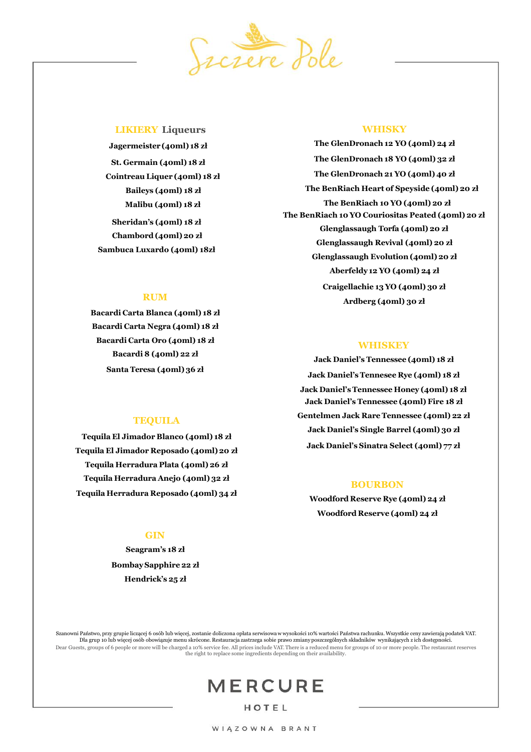# Szczere Pole

## LIKIERY Liqueurs

**Jagermeister (40ml) 18 zł**

**St. Germain (40ml) 18 zł**

**Cointreau Liquer (40ml) 18 zł**

**Baileys (40ml) 18 zł**

**Malibu (40ml) 18 zł**

**Sheridan's (40ml) 18 zł**

**Chambord (40ml) 20 zł**

**Sambuca Luxardo (40ml) 18zł**

## RUM

**Bacardi Carta Blanca (40ml) 18 zł**

**Bacardi Carta Negra (40ml) 18 zł**

**Bacardi Carta Oro (40ml) 18 zł**

**Bacardi 8 (40ml) 22 zł**

**Santa Teresa (40ml) 36 zł**

## TEQUILA

**Tequila El Jimador Blanco (40ml) 18 zł**

**Tequila El Jimador Reposado (40ml) 20 zł**

**Tequila Herradura Plata (40ml) 26 zł**

**Tequila Herradura Anejo (40ml) 32 zł**

**Tequila Herradura Reposado (40ml) 34 zł**

## GIN

**Seagram's 18 zł**

**Bombay Sapphire 22 zł**

**Hendrick's 25 zł**

## WHISKY

**The GlenDronach 12 YO (40ml) 24 zł**

**The GlenDronach 18 YO (40ml) 32 zł**

**The GlenDronach 21 YO (40ml) 40 zł**

**The BenRiach Heart of Speyside (40ml) 20 zł**

**The BenRiach 10 YO (40ml) 20 zł**

**The BenRiach 10 YO Couriositas Peated (40ml) 20 zł**

**Glenglassaugh Torfa (40ml) 20 zł**

**Glenglassaugh Revival (40ml) 20 zł**

**Glenglassaugh Evolution (40ml) 20 zł**

**Aberfeldy 12 YO (40ml) 24 zł**

**Craigellachie 13 YO (40ml) 30 zł**

**Ardberg (40ml) 30 zł**

## WHISKEY

**Jack Daniel's Tennessee (40ml) 18 zł**

**Jack Daniel's Tennesee Rye (40ml) 18 zł**

**Jack Daniel's Tennessee Honey (40ml) 18 zł**

**Jack Daniel's Tennessee (40ml) Fire 18 zł**

**Gentelmen Jack Rare Tennessee (40ml) 22 zł**

**Jack Daniel's Single Barrel (40ml) 30 zł**

**Jack Daniel's Sinatra Select (40ml) 77 zł**

## BOURBON

**Woodford Reserve Rye (40ml) 24 zł**

**Woodford Reserve (40ml) 24 zł**

Szanowni Państwo, przy grupie liczącej 6 osób lub więcej, zostanie doliczona opłata serwisowa w wysokości 10% wartości Państwa rachunku. Wszystkie ceny zawierają podatek VAT. Dla grup 10 lub więcej osób obowiązuje menu skrócone. Restauracja zastrzega sobie prawo zmiany poszczególnych składników wynikających z ich dostępności.

Dear Guests, groups of 6 people or more will be charged a 10% service fee. All prices include VAT. There is a reduced menu for groups of 10 or more people. The restaurant reserves the right to replace some ingredients depending on their availability.

MERCURE HOTEL

WIĄZOWNA BRANT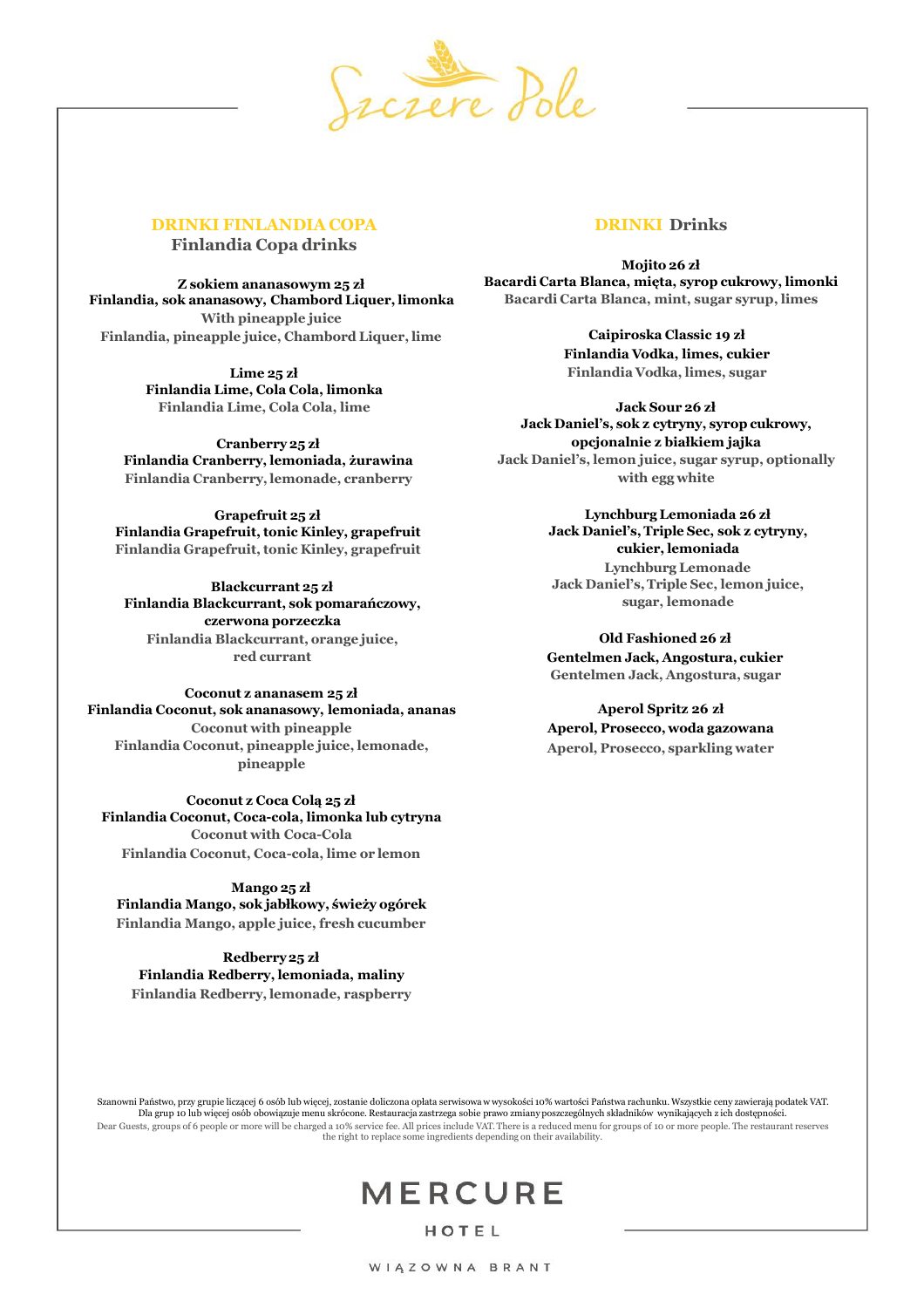Szczere Pole

## DRINKI FINLANDIA COPA
### Finlandia Copa drinks

**Z sokiem ananasowym 25 zł**
**Finlandia, sok ananasowy, Chambord Liquer, limonka**
With pineapple juice
Finlandia, pineapple juice, Chambord Liquer, lime

**Lime 25 zł**
**Finlandia Lime, Cola Cola, limonka**
Finlandia Lime, Cola Cola, lime

**Cranberry 25 zł**
**Finlandia Cranberry, lemoniada, żurawina**
Finlandia Cranberry, lemonade, cranberry

**Grapefruit 25 zł**
**Finlandia Grapefruit, tonic Kinley, grapefruit**
Finlandia Grapefruit, tonic Kinley, grapefruit

**Blackcurrant 25 zł**
**Finlandia Blackcurrant, sok pomarańczowy, czerwona porzeczka**
Finlandia Blackcurrant, orange juice, red currant

**Coconut z ananasem 25 zł**
**Finlandia Coconut, sok ananasowy, lemoniada, ananas**
Coconut with pineapple
Finlandia Coconut, pineapple juice, lemonade, pineapple

**Coconut z Coca Colą 25 zł**
**Finlandia Coconut, Coca-cola, limonka lub cytryna**
Coconut with Coca-Cola
Finlandia Coconut, Coca-cola, lime or lemon

**Mango 25 zł**
**Finlandia Mango, sok jabłkowy, świeży ogórek**
Finlandia Mango, apple juice, fresh cucumber

**Redberry 25 zł**
**Finlandia Redberry, lemoniada, maliny**
Finlandia Redberry, lemonade, raspberry

## DRINKI Drinks

**Mojito 26 zł**
**Bacardi Carta Blanca, mięta, syrop cukrowy, limonki**
Bacardi Carta Blanca, mint, sugar syrup, limes

**Caipiroska Classic 19 zł**
**Finlandia Vodka, limes, cukier**
Finlandia Vodka, limes, sugar

**Jack Sour 26 zł**
**Jack Daniel's, sok z cytryny, syrop cukrowy, opcjonalnie z białkiem jajka**
Jack Daniel's, lemon juice, sugar syrup, optionally with egg white

**Lynchburg Lemoniada 26 zł**
**Jack Daniel's, Triple Sec, sok z cytryny, cukier, lemoniada**
Lynchburg Lemonade
Jack Daniel's, Triple Sec, lemon juice, sugar, lemonade

**Old Fashioned 26 zł**
**Gentelmen Jack, Angostura, cukier**
Gentelmen Jack, Angostura, sugar

**Aperol Spritz 26 zł**
**Aperol, Prosecco, woda gazowana**
Aperol, Prosecco, sparkling water

Szanowni Państwo, przy grupie liczącej 6 osób lub więcej, zostanie doliczona opłata serwisowa w wysokości 10% wartości Państwa rachunku. Wszystkie ceny zawierają podatek VAT. Dla grup 10 lub więcej osób obowiązuje menu skrócone. Restauracja zastrzega sobie prawo zmiany poszczególnych składników wynikających z ich dostępności.
Dear Guests, groups of 6 people or more will be charged a 10% service fee. All prices include VAT. There is a reduced menu for groups of 10 or more people. The restaurant reserves the right to replace some ingredients depending on their availability.

MERCURE HOTEL
WIĄZOWNA BRANT